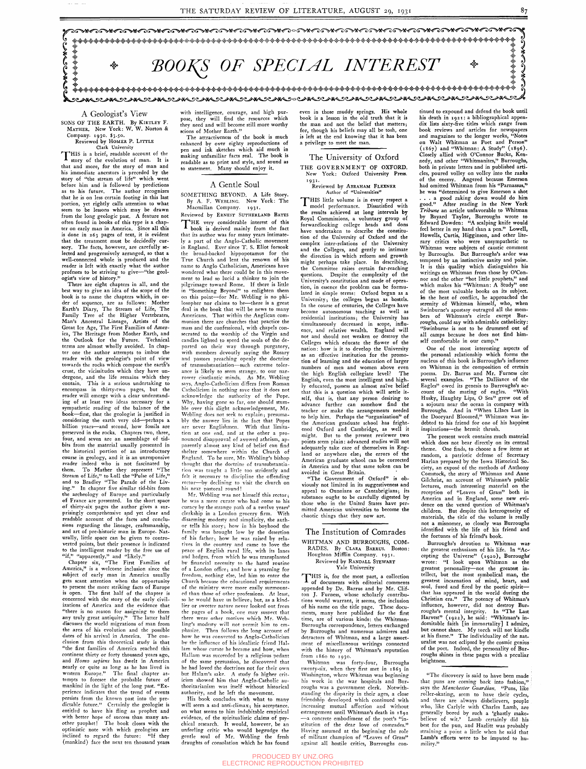# BOOKS OF SPECIAL INTEREST

## A Geologist's View

SONS OF THE EARTH. By KIRTLEY F. MATHER. New York: W. W. Norton & Company. 1930. $3.50.

Reviewed by HOMER P. LITTLE
Clark University

THIS is a brief, readable account of the story of the evolution of man. It is that and more, for the story of man and his immediate ancestors is preceded by the story of "the stream of life" which went before him and is followed by predictions as to his future. The author recognizes that he is on less certain footing in this last portion, yet rightly calls attention to what seem to be lessons which may be drawn from the long geologic past. A feature not often found in books of this type is a chapter on early man in America. Since all this is done in 263 pages of text, it is evident that the treatment must be decidedly cursory. The facts, however, are carefully selected and progressively arranged, so that a well-connected whole is produced and the reader is left with exactly what the author professes to be striving to give—"the geologist's view of history."

There are eight chapters in all, and the best way to give an idea of the scope of the book is to name the chapters which, in order of sequence, are as follows: Mother Earth's Diary, The Stream of Life, The Family Tree of the Higher Vertebrates, Man's Ancestral Lineage, Artists of the Great Ice Age, The First Families of America, The Heritage from Mother Earth, and the Outlook for the Future. Technical terms are almost wholly avoided. In chapter one the author attempts to imbue the reader with the geologist's point of view towards the rocks which compose the earth's crust, the vicissitudes which they have undergone, and the life remains which they contain. This is a serious undertaking to encompass in thirty-two pages, but the reader will emerge with a clear understanding of at least two ideas necessary for a sympathetic reading of the balance of the book—first, that the geologist is justified in considering the earth very old—perhaps a billion years—and second, how fossils are preserved in the rocks. Chapters two, three, four, and seven are an assemblage of tidbits from the material usually presented in the historical portion of an introductory course in geology, and it is an unresponsive reader indeed who is not fascinated by them. To Mather they represent "The Stream of Life," to Lull the "Pulse of Life," and to Bradley "The Parade of the Living." In chapter five similar tid-bits from the archeology of Europe and particularly of France are presented. In the short space of thirty-six pages the author gives a surprisingly comprehensive and yet clear and readable account of the facts and conclusions regarding the lineage, craftsmanship, and art of pre-historic man in Europe. Naturally, little space can be given to controverted points, but their presence is indicated to the intelligent reader by the free use of "if," "apparently," and "likely."

Chapter six, "The First Families of America," is a welcome inclusion since the subject of early man in America usually gets scant attention when the opportunity to present the more striking facts of Europe is open. The first half of the chapter is concerned with the story of the early civilizations of America and the evidence that "there is no reason for assigning to them any truly great antiquity." The latter half discusses the world migrations of man from the area of his evolution and the possible dates of his arrival in America. The conclusion from this theoretical study is that "the first families of America reached this continent thirty or forty thousand years ago, and *Homo sapiens* has dwelt in Western Europe nearly or quite as long as he has lived in western Europe." The final chapter attempts to foresee the probable future of mankind in the light of the long past. "Experience indicates that the trend of events persists from the known past into the predictable future." Certainly the geologist is entitled to have his fling as prophet and with better hope of success than many another prophet! The book closes with the optimistic note with which geologists are inclined to regard the future: "If they (mankind) face the next ten thousand years with intelligence, courage, and high purpose, they will find the resources which they need and will become still more worthy scions of Mother Earth."

The attractiveness of the book is much enhanced by over eighty reproductions of pen and ink sketches which aid much in making unfamiliar facts real. The book is readable as to print and style, and sound as to statement. Many should enjoy it.

## A Gentle Soul

SOMETHING BEYOND. A Life Story. By A. F. WEBLING. New York: The Macmillan Company. 1931.

Reviewed by ERNEST SUTHERLAND BATES

THE very considerable interest of this book is derived mainly from the fact that its author was for many years intimately a part of the Anglo-Catholic movement in England. Ever since T. S. Eliot forsook the broad-backed hippopotamus for the True Church and lent the renown of his name to Anglo Catholicism, Americans have wondered what there could be in this movement to lead so lucid a thinker to join the pilgrimage toward Rome. If there is little in "Something Beyond" to enlighten them on this point—for Mr. Webling is no philosopher nor claims to be—there is a great deal in the book that will be news to many Americans. That within the Anglican communion there are churches that practise the mass and the confessional, with chapels consecrated to the worship of the Virgin and candles lighted to speed the souls of the departed on their way through purgatory, with members devoutly saying the Rosary and pastors preaching openly the doctrine of transubstantiation—such extreme tolerance is likely to seem strange, to our narrower cisatlantic minds. As Mr. Webling says, Anglo-Catholicism differs from Roman Catholicism in nothing save that it does not acknowledge the authority of the Pope. Why, having gone so far, one should stumble over this slight acknowledgement, Mr. Webling does not seek to explain; presumably the answer lies in the fact that Popes are never Englishmen. With that limitation at one end, and at the other a pronounced disapproval of avowed atheism, apparently almost any kind of belief can find shelter somewhere within the Church of England. To be sure, Mr. Webling's bishop thought that the doctrine of transubstantiation was taught a little too stridently and felt it necessary to discipline the offending rector—by declining to visit the church on his next pastoral round!

Mr. Webling was not himself this rector; he was a mere curate who had come to his curacy by the strange path of a twelve years' clerkship in a London grocery firm. With disarming modesty and simplicity, the author tells his story; how in his boyhood the family was brought low by the desertion of his father; how he was raised by relatives in the country and came to love the peace of English rural life, with its lanes and hedges, from which he was transplanted by financial necessity to the hated routine of a London office; and how a yearning for freedom, nothing else, led him to enter the Church because the educational requirements of the ministry were more easily surmounted than those of other professions. At least, so he would have us believe; but, as a kindlier or sweeter nature never looked out from the pages of a book, one may suspect that there were other motives which Mr. Webling's modesty will not permit him to emphasize. Then follows the long account of how he was converted to Anglo-Catholicism by the influence of his idealistic friend Hallam whose curate he became and how, when Hallam was succeeded by a religious pedant of the same persuasion, he discovered that he had loved the doctrines not for their own but Halam's sake. A study by higher criticism showed him that Anglo-Catholic authoritarianism was itself without historical authority, and he left the movement.

His book concludes with what to many will seem a sad anti-climax; his acceptance, on what seems to him indubitable empirical evidence, of the spiritualistic claims of psychical research. It would, however, be an unfeeling critic who would begrudge the gentle soul of Mr. Webling the fresh draughts of consolation which he has found even in those muddy springs. His whole book is a lesson in the old truth that it is the man and not the belief that matters; for, though his beliefs may all be tosh, one is left at the end knowing that it has been a privilege to meet the man.

## The University of Oxford

THE GOVERNMENT OF OXFORD. New York: Oxford University Press. 1931.

Reviewed by ABRAHAM FLEXNER
Author of "Universities"

THIS little volume is in every respect a model performance. Dissatisfied with the results achieved at long intervals by Royal Commissions, a voluntary group of forwardlooking college heads and dons have undertaken to describe the constitution of the University of Oxford and the complex inter-relations of the University and the Colleges, and gently to intimate the direction in which reform and growth might perhaps take place. In describing, the Committee raises certain far-reaching questions. Despite the complexity of the University's constitution and mode of operation, in essence the problem can be formulated in simple terms: Oxford began as a University; the colleges began as hostels. In the course of centuries, the Colleges have become autonomous teaching as well as residential institutions; the University has simultaneously decreased in scope, influence, and relative wealth. England will not and should not weaken or destroy the Colleges which educate the flower of the nation: how is it to develop the University as an effective institution for the promotion of learning and the education of larger numbers of men and women above even the high English collegiate level? The English, even the most intelligent and highly educated, possess an almost naïve belief that this is a question which will settle itself, that is, that any person desiring to advance further can somehow find the teacher or make the arrangements needed to help him. Perhaps the "organization" of the American graduate school has frightened Oxford and Cambridge, as well it might. But to the present reviewer two points seem plain: advanced studies will not adequately take care of themselves in England or anywhere else; the errors of the American graduate school can be corrected in America and by that same token can be avoided in Great Britain.

"The Government of Oxford" is obviously not limited in its suggestiveness and appeal to Oxonians or Cantabrigians; its substance ought to be carefully digested by those who in the United States have permitted American universities to become the chaotic things that they now are.

## The Institution of Comrades

WHITMAN AND BURROUGHS, COMRADES. By CLARA BARRUS. Boston: Houghton Mifflin Company. 1931.

Reviewed by RANDALL STEWART
Yale University

THIS is, for the most part, a collection of documents with editorial comments appended by Dr. Barrus and by Mr. Clifton J. Furness, whose scholarly contributions would warrant, it seems, the inclusion of his name on the title page. These documents, many here published for the first time, are of various kinds: the Whitman-Burroughs correspondence, letters exchanged by Burroughs and numerous admirers and detractors of Whitman, and a large assortment of miscellaneous writings connected with the history of Whitman's reputation from 1860 to 1930.

Whitman was forty-four, Burroughs twenty-six, when they first met in 1863 in Washington, where Whitman was beginning his work in the war hospitals and Burroughs was a government clerk. Notwithstanding the disparity in their ages, a close friendship developed which continued with increasing mutual affection and without estrangement until Whitman's death in 1892—a concrete embodiment of the poet's "institution of the dear love of comrades." Having assumed at the beginning the role of militant champion of "Leaves of Grass" against all hostile critics, Burroughs continued to expound and defend the book until his death in 1921: a bibliographical appendix lists sixty-five titles which range from book reviews and articles for newspapers and magazines to the longer works, "Notes on Walt Whitman as Poet and Person" (1867) and "Whitman: A Study" (1896). Closely allied with O'Connor Bucke, Kennedy, and other "Whitmanites," Burroughs, both in private letters and in published articles, poured volley on volley into the ranks of the enemy. Angered because Emerson had omitted Whitman from his "Parnassus," he was "determined to give Emerson a shot . . . a good raking down would do him good." After reading in the New York *Tribune* an article unfavorable to Whitman by Bayard Taylor, Burroughs wrote to Edward Dowden: "A scalping knife would feel better in my hand than a pen." Lowell, Howells, Curtis, Higginson, and other literary critics who were unsympathetic to Whitman were subjects of caustic comment by Burroughs. But Burroughs's ardor was tempered by an instinctive sanity and poise. It is this quality which distinguishes his writings on Whitman from those by O'Connor and the other "hot little prophets," and which makes his "Whitman: A Study" one of the most valuable books on its subject. In the heat of conflict, he approached the serenity of Whitman himself, who, when Swinburne's apostasy outraged all the members of Whitman's circle except Burroughs, could say with admirable catholicity: "Swinburne is not to be drummed out of all camps because he does not find himself comfortable in our camp."

One of the most interesting aspects of the personal relationship which forms the nucleus of this book is Burroughs's influence on Whitman in the composition of certain poems. Dr. Barrus and Mr. Furness cite several examples. "The Dalliance of the Eagles" owed its genesis to Burroughs's account of the mating of eagles. "With Husky, Haughty Lips, O Sea" grew out of a sojourn near the ocean in company with Burroughs. And in "When Lilacs Last in the Dooryard Bloomed," Whitman was indebted to his friend for one of his happiest inspirations—the hermit thrush.

The present work contains much material which does not bear directly on its central theme. One finds, to choose a few items at random, a patriotic defense of Secretary Harlan prepared by the Iowa Historical Society, an exposé of the methods of Anthony Comstock, the story of Whitman and Anne Gilchrist, an account of Whitman's public lectures, much interesting material on the reception of "Leaves of Grass" both in America and in England, some new evidence on the vexed question of Whitman's children. But despite this heterogeneity of materials, the title of the volume is really not a misnomer, so closely was Burroughs identified with the life of his friend and the fortunes of his friend's book.

Burroughs's devotion to Whitman was the greatest enthusiasm of his life. In "Accepting the Universe" (1920), Burroughs wrote: "I look upon Whitman as the greatest personality—not the greatest intellect, but the most symbolical man, the greatest incarnation of mind, heart, and soul, fused and fired by the poetic spirit—that has appeared in the world during the Christian era." The potency of Whitman's influence, however, did not destroy Burroughs's mental integrity. In "The Last Harvest" (1922), he said: "Whitman's indomitable faith [in immortality] I admire, but cannot share. My torch will not kindle at his flame." The individuality of the naturalist was not eclipsed by the cosmic genius of the poet. Indeed, the personality of Burroughs shines in these pages with a peculiar brightness.

---

"The discovery is said to have been made that puns are coming back into fashion," says the *Manchester Guardian*. "Puns, like roller-skating, seem to have their cycles, and there are always disbelievers, people who, like Carlyle with Charles Lamb, are generally bored by such a 'ghastly makebelieve of wit.' Lamb certainly did his best for the pun, and Hazlitt was probably straining a point a little when he said that Lamb's efforts were to be imputed to humility."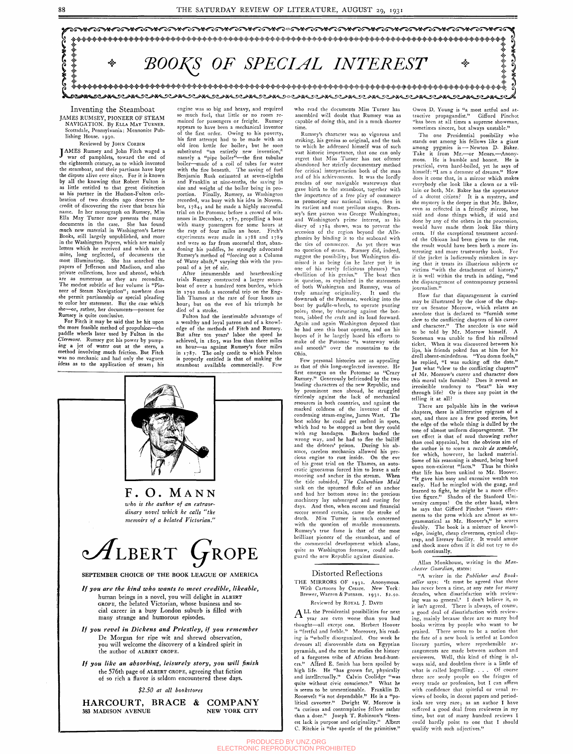# BOOKS OF SPECIAL INTEREST

## Inventing the Steamboat

JAMES RUMSEY, PIONEER OF STEAM NAVIGATION. By ELLA MAY TURNER. Scottsdale, Pennsylvania: Mennonite Publishing House. 1930.

Reviewed by JOHN CORBIN

JAMES Rumsey and John Fitch waged a war of pamphlets, toward the end of the eighteenth century, as to which invented the steamboat, and their partisans have kept the dispute alive ever since. For it is known by all the knowing that Robert Fulton is as little entitled to that great distinction as his partner in the Hudson-Fulton celebration of two decades ago deserves the credit of discovering the river that bears his name. In her monograph on Rumsey, Miss Ella May Turner now presents the many documents in the case. She has found much new material in Washington's Letter Books, still largely unpublished, and more in the Washington Papers, which are mainly letters which he received and which are a mine, long neglected, of documents the most illuminating. She has searched the papers of Jefferson and Madison, and also private collections, here and abroad, which are as numerous as they are recondite. The modest subtitle of her volume is "Pioneer of Steam Navigation"; nowhere does she permit partisanship or special pleading to color her statement. But the case which she—or, rather, her documents—present for Rumsey is quite conclusive.

For Fitch it may be said that he hit upon the more feasible method of propulsion—the paddle wheels later used by Fulton in the *Clermont*. Rumsey got his power by pumping a jet of water out at the stern, a method involving much friction. But Fitch was no mechanic and had only the vaguest ideas as to the application of steam; his engine was so big and heavy, and required so much fuel, that little or no room remained for passengers or freight. Rumsey appears to have been a mechanical inventor of the first order. Owing to his poverty, his first attempt had to be made with an old iron kettle for boiler; but he soon substituted "an entirely new invention," namely a "pipe boiler"—the first tubular boiler—made of a coil of tubes for water with the fire beneath. The saving of fuel Benjamin Rush estimated at seven-eighths and Franklin at nine-tenths, the saving in size and weight of the boiler being in proportion. Finally, Rumsey, as Washington recorded, was busy with his idea in November, 1784; and he made a highly successful trial on the Potomac before a crowd of witnesses in December, 1787, propelling a boat with many passengers for some hours at the rate of four miles an hour. Fitch's experiments were made in 1788 and 1789 and were so far from successful that, abandoning his paddles, he strongly advocated Rumsey's method of "forcing out a Column of Water abaft," varying this with the proposal of a jet of air.

After innumerable and heartbreaking trials Rumsey constructed a larger steamboat of over a hundred tons burden, which in 1792 made a successful trip on the English Thames at the rate of four knots an hour; but on the eve of his triumph he died of a stroke.

Fulton had the inestimable advantage of a wealthy and loyal patron and of a knowledge of the methods of Fitch and Rumsey. But after ten years' labor the speed he achieved, in 1803, was less than three miles an hour—as against Rumsey's four miles in 1787. The only credit to which Fulton is properly entitled is that of making the steamboat available commercially. Few who read the documents Miss Turner has assembled will doubt that Rumsey was as capable of doing this, and in a much shorter time.

Rumsey's character was so vigorous and striking, his genius so original, and the task to which he addressed himself was of such vast historic importance, that one can only regret that Miss Turner has not oftener abandoned her strictly documentary method for critical interpretation both of the man and of his achievements. It was the lordly reaches of our navigable waterways that gave birth to the steamboat, together with the importance of a free play of commerce as promoting our national union, then in its earliest and most perilous stages. Rumsey's first patron was George Washington; and Washington's prime interest, as his diary of 1784 shows, was to prevent the secession of the region beyond the Alleghanies by binding it to the seaboard with the ties of commerce. As yet there was no question of steam. Rumsey did, indeed, suggest the possibility; but Washington dismissed it as being (as he later put it in one of his rarely felicitous phrases) "an ebullition of his genius." The boat then in question, as explained in the statements of both Washington and Rumsey, was of truly amazing originality. It used the downrush of the Potomac, working into the boat by paddle-wheels, to operate punting poles; these, by thrusting against the bottom, jabbed the craft and its load forward. Again and again Washington deposed that he had seen this boat operate, and on his hopes of it he largely based his efforts to make of the Potomac "a waterway wide and smooth" over the mountains to the Ohio.

Few personal histories are as appealing as that of this long-neglected inventor. He first emerges on the Potomac as "Crazy Rumsey." Generously befriended by the two leading characters of the new Republic, and by prominent men abroad, he struggled tirelessly against the lack of mechanical resources in both countries, and against the marked coldness of the inventor of the condensing steam-engine, James Watt. The best solder he could get melted in spots, which had to be stopped as best they could with rag bandages. Backers backed the wrong way, and he had to flee the bailiff and the debtors' prison. During his absence, careless mechanics allowed his precious engine to rust inside. On the eve of his great trial on the Thames, an autocratic ignoramus forced him to leave a safe mooring and anchor in the stream. When the tide subsided, *The Columbian Maid* sank on the upturned fluke of an anchor and had her bottom stove in: the precious machinery lay submerged and rusting for days. And then, when success and financial succor seemed certain, came the stroke of death. Miss Turner is much concerned with the question of marble monuments. Rumsey's true fame is that of the most brilliant pioneer of the steamboat, and of the commercial development which alone, quite as Washington foresaw, could safeguard the new Republic against disunion.

## Distorted Reflections

THE MIRRORS OF 1932. Anonymous. With Cartoons by Cesare. New York: Brewer, Warren & Putnam. 1931. $2.50.

Reviewed by ROYAL J. DAVIS

ALL the Presidential possibilities for next year are even worse than you had thought—all except one. Herbert Hoover is "fretful and feeble." Moreover, his reading is "wholly disorganized. One week he devours all discoverable data on Egyptian pyramids, and the next he studies the history of a forgotten tribe of African head-hunters." Alfred E. Smith has been spoiled by high life. He "has grown fat, physically and intellectually." Calvin Coolidge "was quite without civic conscience." What he is seems to be unmentionable. Franklin D. Roosevelt "is not dependable." He is a "political cavorter." Dwight W. Morrow is "a curious and contemplative fellow rather than a doer." Joseph T. Robinson's "keenest lack is purpose and originality." Albert C. Ritchie is "the apostle of the primitive." Owen D. Young is "a most artful and attractive propagandist." Gifford Pinchot "has been at all times a supreme showman, sometimes sincere, but always unstable."

The one Presidential possibility who stands out among his fellows like a giant among pygmies is—Newton D. Baker. Take it from Mr.—or Messrs.—Anonymous. He is humble and honest. He is practical, even hard-boiled, yet he says of himself: "I am a dreamer of dreams." How does it come that, in a mirror which makes everybody else look like a clown or a villain or both, Mr. Baker has the appearance of a decent citizen? It is a mystery, and the mystery is the deeper in that Mr. Baker, even as reflected in a friendly mirror, has said and done things which, if said and done by any of the others in the procession, would have made them look like thirty cents. If the exceptional treatment accorded the Ohioan had been given to the rest, the result would have been both a more interesting and more trustworthy book. For if the jacket is ludicrously mistaken in saying that it treats its illustrious subjects or victims "with the detachment of history," it is well within the truth in adding, "and the disparagement of contemporary personal journalism."

How far that disparagement is carried may be illustrated by the close of the chapter on Senator Morrow, which relates an anecdote that is declared to "furnish some clew to the conflicting chapters of his career and character." The anecdote is one said to be told by Mr. Morrow himself. A Scotsman was unable to find his railroad ticket. When it was discovered between his lips, his friends poked fun at him for his droll absent-mindedness. "You domn fools," he replied, "I was sucking off the date." Just what "clew to the conflicting chapters" of Mr. Morrow's career and character does this moral tale furnish? Does it reveal an irresistible tendency to "beat" his way through life? Or is there any point in the telling it at all?

There are palpable hits in the various chapters, there is alliterative epigram of a sort, and there are a few good stories, but the edge of the whole thing is dulled by the tone of almost uniform disparagement. The net effect is that of mud throwing rather than cool appraisal, but the obvious aim of the author is to score a *succès de scandale*, for which, however, he lacked material. Some of his reasoning is absurd, being based upon non-existent "facts." Thus he thinks that life has been unkind to Mr. Hoover. "It gave him easy and excessive wealth too early. Had he mingled with the gang, and learned to fight, he might be a more effective figure." Shades of the Stanford University campus! On the other hand, when he says that Gifford Pinchot "issues statements to the press which are almost as ungrammatical as Mr. Hoover's," he scores doubly. The book is a mixture of knowledge, insight, cheap cleverness, cynical claptrap, and literary facility. It would amuse and shock more often if it did not try to do both continually.

Allan Monkhouse, writing in the *Manchester Guardian*, states:

"A writer in the *Publisher and Bookseller* says: 'It must be agreed that there has never been a time, at any rate for many decades, when dissatisfaction with reviewing was so general.' I don't believe it, so it isn't agreed. There is always, of course, a good deal of dissatisfaction with reviewing, mainly because there are so many bad books written by people who want to be praised. There seems to be a notion that the fate of a new book is settled at London literary parties, where reprehensible arrangements are made between authors and reviewers. Well, this kind of thing is always said, and doubtless there is a little of what is called logrolling. . . . Of course there are seedy people on the fringes of every trade or profession, but I can affirm with confidence that spiteful or venal reviews of books, in decent papers and periodicals are very rare; as an author I have suffered a good deal from reviewers in my time, but out of many hundred reviews I could hardly point to one that I should qualify with such adjectives."

---

**F. O. MANN**

*who is the author of an extraordinary novel which he calls "the memoirs of a belated Victorian."*

# ALBERT GROPE

**SEPTEMBER CHOICE OF THE BOOK LEAGUE OF AMERICA**

*If you are the kind who wants to meet credible, likeable,* human beings in a novel, you will delight in ALBERT GROPE, the belated Victorian, whose business and social career in a busy London suburb is filled with many strange and humorous episodes.

*If you revel in Dickens and Priestley, if you remember* De Morgan for ripe wit and shrewd observation, you will welcome the discovery of a kindred spirit in the author of ALBERT GROPE.

*If you like an absorbing, leisurely story, you will finish* the 576th page of ALBERT GROPE, agreeing that fiction of so rich a flavor is seldom encountered these days.

*$2.50 at all bookstores*

**HARCOURT, BRACE & COMPANY**
383 MADISON AVENUE — NEW YORK CITY